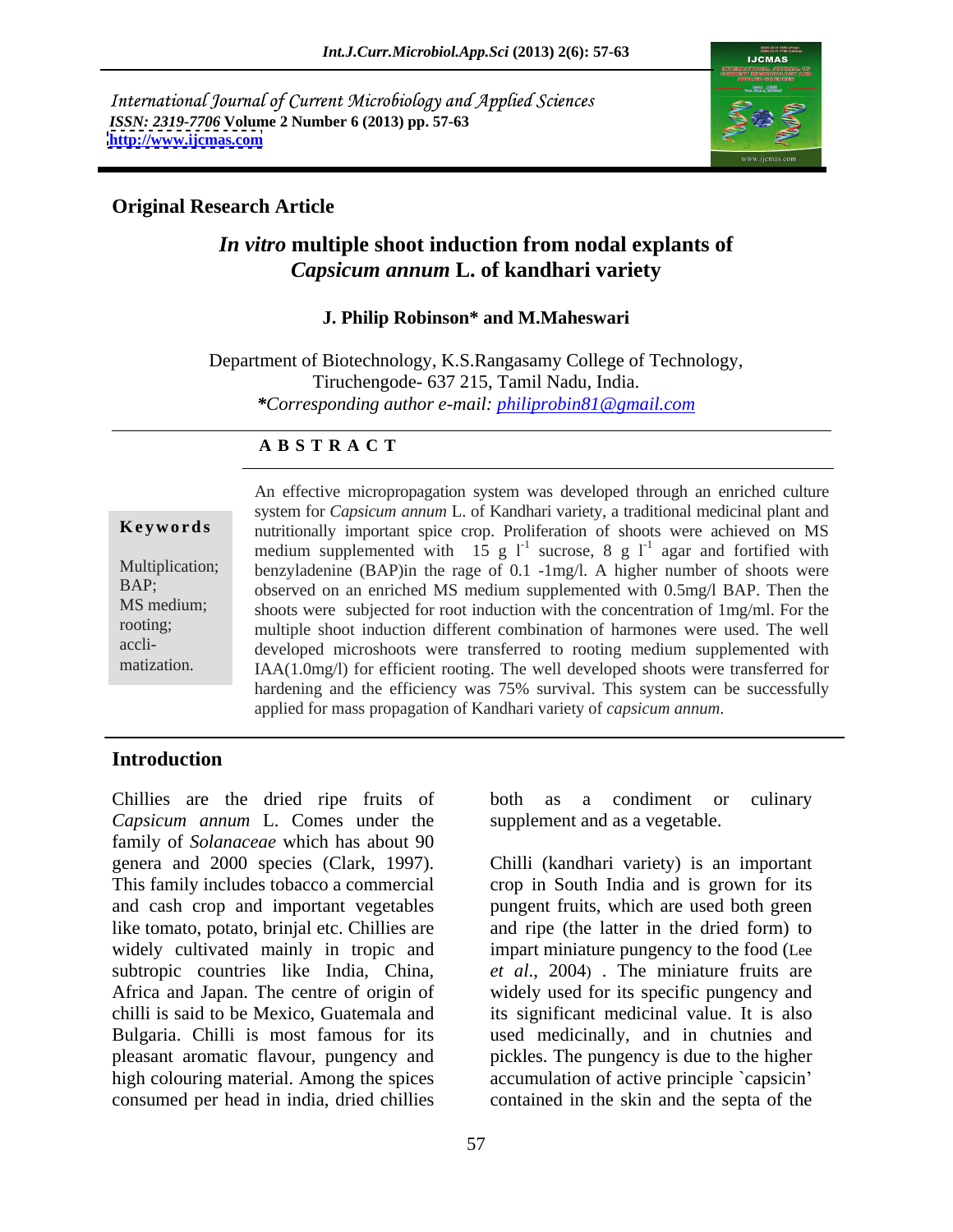International Journal of Current Microbiology and Applied Sciences
*ISSN: 2319-7706* **Volume 2 Number 6 (2013) pp. 57-63**
**http://www.ijcmas.com**

**Original Research Article**

# *In vitro* multiple shoot induction from nodal explants of *Capsicum annum* L. of kandhari variety

**J. Philip Robinson\* and M.Maheswari**

Department of Biotechnology, K.S.Rangasamy College of Technology, Tiruchengode- 637 215, Tamil Nadu, India.
*\*Corresponding author e-mail: philiprobin81@gmail.com*

**A B S T R A C T**

**Keywords**

Multiplication; BAP; MS medium; rooting; accli-matization.

An effective micropropagation system was developed through an enriched culture system for *Capsicum annum* L. of Kandhari variety, a traditional medicinal plant and nutritionally important spice crop. Proliferation of shoots were achieved on MS medium supplemented with 15 g $l^{-1}$ sucrose, 8 g $l^{-1}$ agar and fortified with benzyladenine (BAP)in the rage of 0.1 -1mg/l. A higher number of shoots were observed on an enriched MS medium supplemented with 0.5mg/l BAP. Then the shoots were subjected for root induction with the concentration of 1mg/ml. For the multiple shoot induction different combination of harmones were used. The well developed microshoots were transferred to rooting medium supplemented with IAA(1.0mg/l) for efficient rooting. The well developed shoots were transferred for hardening and the efficiency was 75% survival. This system can be successfully applied for mass propagation of Kandhari variety of *capsicum annum*.

## Introduction

Chillies are the dried ripe fruits of *Capsicum annum* L. Comes under the family of *Solanaceae* which has about 90 genera and 2000 species (Clark, 1997). This family includes tobacco a commercial and cash crop and important vegetables like tomato, potato, brinjal etc. Chillies are widely cultivated mainly in tropic and subtropic countries like India, China, Africa and Japan. The centre of origin of chilli is said to be Mexico, Guatemala and Bulgaria. Chilli is most famous for its pleasant aromatic flavour, pungency and high colouring material. Among the spices consumed per head in india, dried chillies both as a condiment or culinary supplement and as a vegetable.

Chilli (kandhari variety) is an important crop in South India and is grown for its pungent fruits, which are used both green and ripe (the latter in the dried form) to impart miniature pungency to the food (Lee *et al*., 2004) . The miniature fruits are widely used for its specific pungency and its significant medicinal value. It is also used medicinally, and in chutnies and pickles. The pungency is due to the higher accumulation of active principle `capsicin' contained in the skin and the septa of the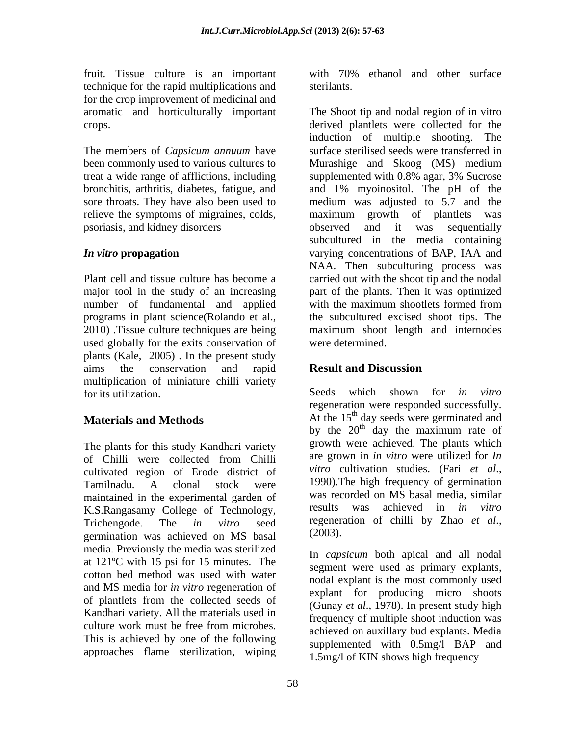fruit. Tissue culture is an important technique for the rapid multiplications and for the crop improvement of medicinal and aromatic and horticulturally important crops.

The members of *Capsicum annuum* have been commonly used to various cultures to treat a wide range of afflictions, including bronchitis, arthritis, diabetes, fatigue, and sore throats. They have also been used to relieve the symptoms of migraines, colds, psoriasis, and kidney disorders

***In vitro* propagation**

Plant cell and tissue culture has become a major tool in the study of an increasing number of fundamental and applied programs in plant science(Rolando et al., 2010) .Tissue culture techniques are being used globally for the exits conservation of plants (Kale, 2005) . In the present study aims the conservation and rapid multiplication of miniature chilli variety for its utilization.

## Materials and Methods

The plants for this study Kandhari variety of Chilli were collected from Chilli cultivated region of Erode district of Tamilnadu. A clonal stock were maintained in the experimental garden of K.S.Rangasamy College of Technology, Trichengode. The *in vitro* seed germination was achieved on MS basal media. Previously the media was sterilized at 121ºC with 15 psi for 15 minutes. The cotton bed method was used with water and MS media for *in vitro* regeneration of of plantlets from the collected seeds of Kandhari variety. All the materials used in culture work must be free from microbes. This is achieved by one of the following approaches flame sterilization, wiping with 70% ethanol and other surface sterilants.

The Shoot tip and nodal region of in vitro derived plantlets were collected for the induction of multiple shooting. The surface sterilised seeds were transferred in Murashige and Skoog (MS) medium supplemented with 0.8% agar, 3% Sucrose and 1% myoinositol. The pH of the medium was adjusted to 5.7 and the maximum growth of plantlets was observed and it was sequentially subcultured in the media containing varying concentrations of BAP, IAA and NAA. Then subculturing process was carried out with the shoot tip and the nodal part of the plants. Then it was optimized with the maximum shootlets formed from the subcultured excised shoot tips. The maximum shoot length and internodes were determined.

## Result and Discussion

Seeds which shown for *in vitro* regeneration were responded successfully. At the 15th day seeds were germinated and by the 20th day the maximum rate of growth were achieved. The plants which are grown in *in vitro* were utilized for *In vitro* cultivation studies. (Fari *et al*., 1990).The high frequency of germination was recorded on MS basal media, similar results was achieved in *in vitro* regeneration of chilli by Zhao *et al*., (2003).

In *capsicum* both apical and all nodal segment were used as primary explants, nodal explant is the most commonly used explant for producing micro shoots (Gunay *et al*., 1978). In present study high frequency of multiple shoot induction was achieved on auxillary bud explants. Media supplemented with 0.5mg/l BAP and 1.5mg/l of KIN shows high frequency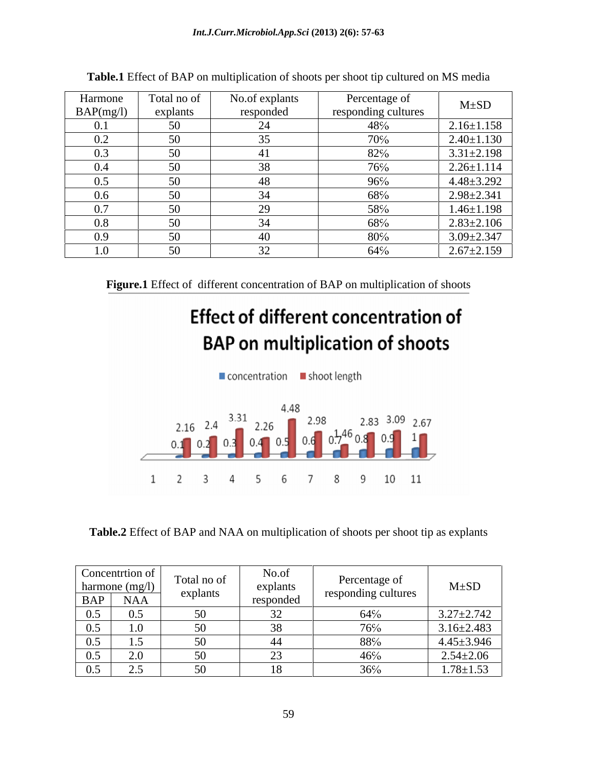**Table.1** Effect of BAP on multiplication of shoots per shoot tip cultured on MS media

| Harmone BAP(mg/l) | Total no of explants | No.of explants responded | Percentage of responding cultures | M±SD |
|---|---|---|---|---|
| 0.1 | 50 | 24 | 48% | 2.16±1.158 |
| 0.2 | 50 | 35 | 70% | 2.40±1.130 |
| 0.3 | 50 | 41 | 82% | 3.31±2.198 |
| 0.4 | 50 | 38 | 76% | 2.26±1.114 |
| 0.5 | 50 | 48 | 96% | 4.48±3.292 |
| 0.6 | 50 | 34 | 68% | 2.98±2.341 |
| 0.7 | 50 | 29 | 58% | 1.46±1.198 |
| 0.8 | 50 | 34 | 68% | 2.83±2.106 |
| 0.9 | 50 | 40 | 80% | 3.09±2.347 |
| 1.0 | 50 | 32 | 64% | 2.67±2.159 |

**Figure.1** Effect of different concentration of BAP on multiplication of shoots

**Table.2** Effect of BAP and NAA on multiplication of shoots per shoot tip as explants

| Concentrtion of harmone (mg/l) | | Total no of explants | No.of explants responded | Percentage of responding cultures | M±SD |
|---|---|---|---|---|---|
| BAP | NAA | | | | |
| 0.5 | 0.5 | 50 | 32 | 64% | 3.27±2.742 |
| 0.5 | 1.0 | 50 | 38 | 76% | 3.16±2.483 |
| 0.5 | 1.5 | 50 | 44 | 88% | 4.45±3.946 |
| 0.5 | 2.0 | 50 | 23 | 46% | 2.54±2.06 |
| 0.5 | 2.5 | 50 | 18 | 36% | 1.78±1.53 |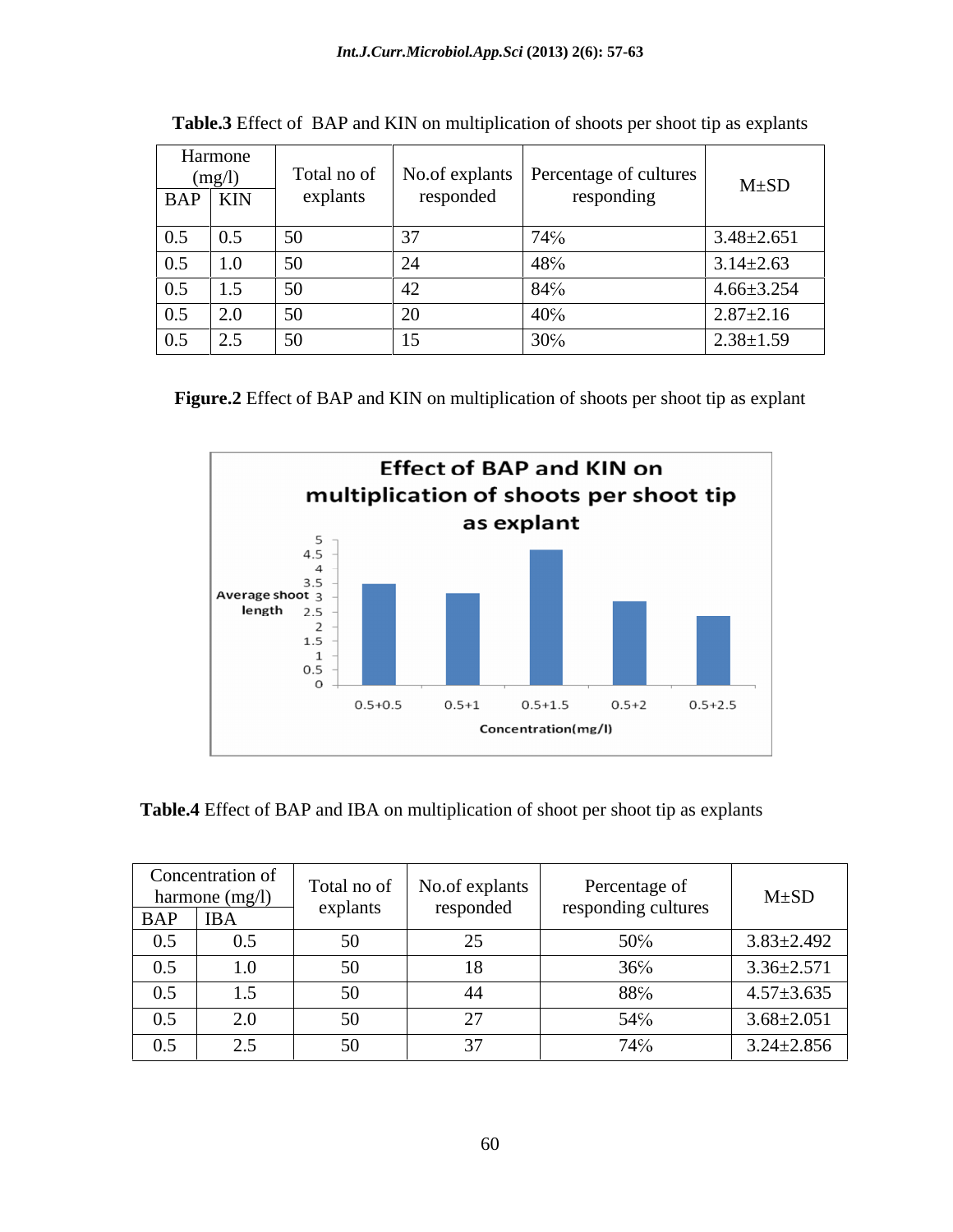**Table.3** Effect of BAP and KIN on multiplication of shoots per shoot tip as explants

| Harmone (mg/l) | | Total no of explants | No.of explants responded | Percentage of cultures responding | M±SD |
|---|---|---|---|---|---|
| BAP | KIN | | | | |
| 0.5 | 0.5 | 50 | 37 | 74% | 3.48±2.651 |
| 0.5 | 1.0 | 50 | 24 | 48% | 3.14±2.63 |
| 0.5 | 1.5 | 50 | 42 | 84% | 4.66±3.254 |
| 0.5 | 2.0 | 50 | 20 | 40% | 2.87±2.16 |
| 0.5 | 2.5 | 50 | 15 | 30% | 2.38±1.59 |

**Figure.2** Effect of BAP and KIN on multiplication of shoots per shoot tip as explant

**Table.4** Effect of BAP and IBA on multiplication of shoot per shoot tip as explants

| Concentration of harmone (mg/l) | | Total no of explants | No.of explants responded | Percentage of responding cultures | M±SD |
|---|---|---|---|---|---|
| BAP | IBA | | | | |
| 0.5 | 0.5 | 50 | 25 | 50% | 3.83±2.492 |
| 0.5 | 1.0 | 50 | 18 | 36% | 3.36±2.571 |
| 0.5 | 1.5 | 50 | 44 | 88% | 4.57±3.635 |
| 0.5 | 2.0 | 50 | 27 | 54% | 3.68±2.051 |
| 0.5 | 2.5 | 50 | 37 | 74% | 3.24±2.856 |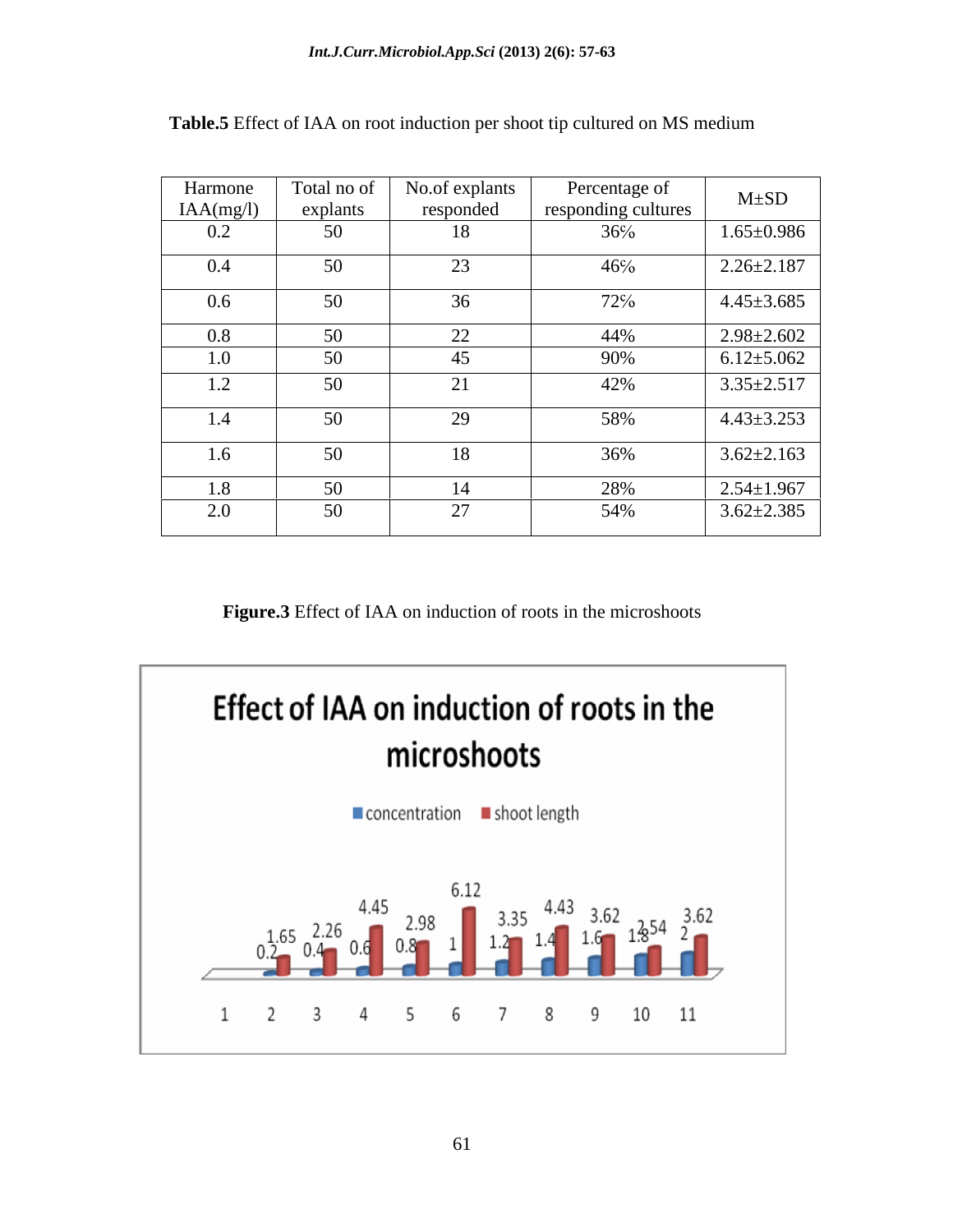**Table.5** Effect of IAA on root induction per shoot tip cultured on MS medium

| Harmone IAA(mg/l) | Total no of explants | No.of explants responded | Percentage of responding cultures | M±SD |
|---|---|---|---|---|
| 0.2 | 50 | 18 | 36% | 1.65±0.986 |
| 0.4 | 50 | 23 | 46% | 2.26±2.187 |
| 0.6 | 50 | 36 | 72% | 4.45±3.685 |
| 0.8 | 50 | 22 | 44% | 2.98±2.602 |
| 1.0 | 50 | 45 | 90% | 6.12±5.062 |
| 1.2 | 50 | 21 | 42% | 3.35±2.517 |
| 1.4 | 50 | 29 | 58% | 4.43±3.253 |
| 1.6 | 50 | 18 | 36% | 3.62±2.163 |
| 1.8 | 50 | 14 | 28% | 2.54±1.967 |
| 2.0 | 50 | 27 | 54% | 3.62±2.385 |

**Figure.3** Effect of IAA on induction of roots in the microshoots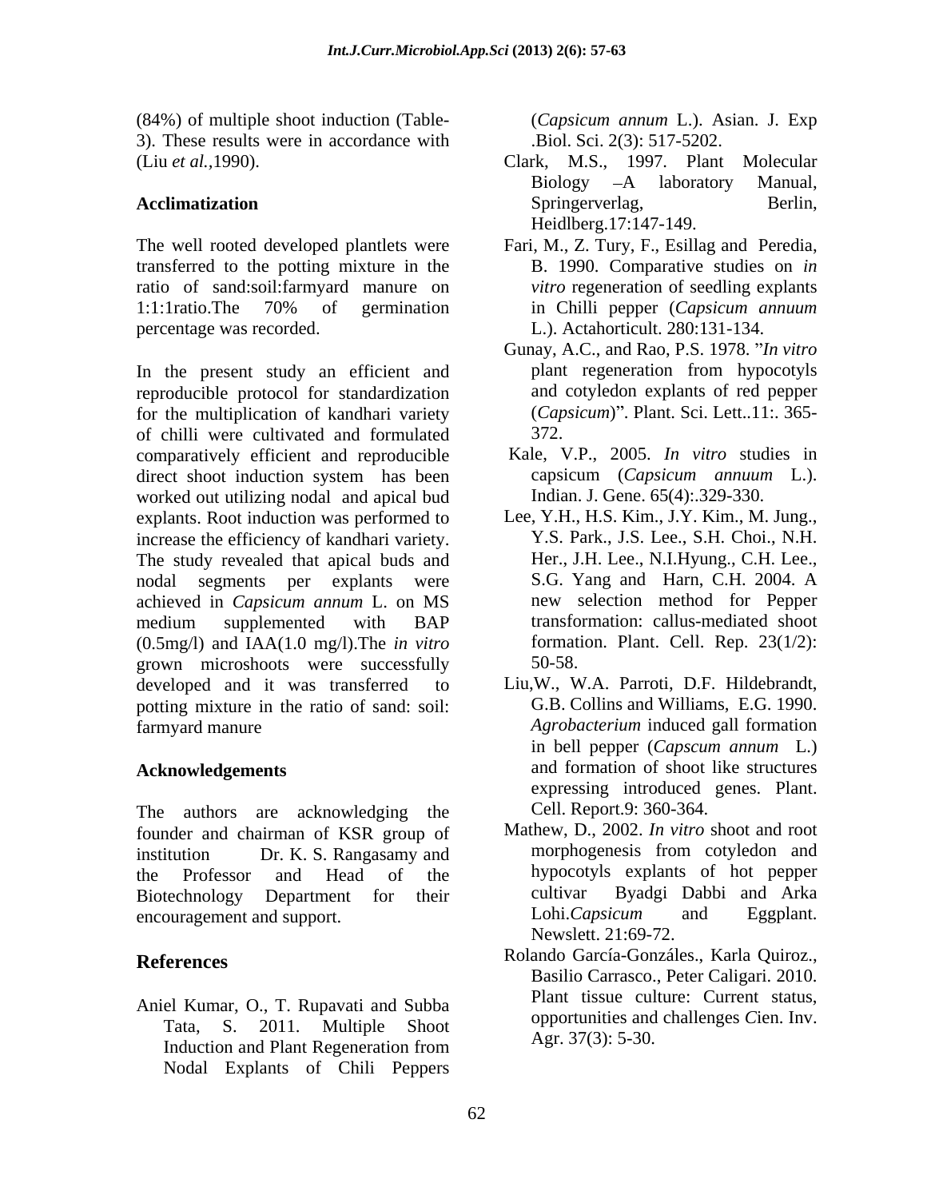(84%) of multiple shoot induction (Table-3). These results were in accordance with (Liu *et al.,*1990).

## Acclimatization

The well rooted developed plantlets were transferred to the potting mixture in the ratio of sand:soil:farmyard manure on 1:1:1ratio.The 70% of germination percentage was recorded.

In the present study an efficient and reproducible protocol for standardization for the multiplication of kandhari variety of chilli were cultivated and formulated comparatively efficient and reproducible direct shoot induction system has been worked out utilizing nodal and apical bud explants. Root induction was performed to increase the efficiency of kandhari variety. The study revealed that apical buds and nodal segments per explants were achieved in *Capsicum annum* L. on MS medium supplemented with BAP (0.5mg/l) and IAA(1.0 mg/l).The *in vitro* grown microshoots were successfully developed and it was transferred to potting mixture in the ratio of sand: soil: farmyard manure

## Acknowledgements

The authors are acknowledging the founder and chairman of KSR group of institution Dr. K. S. Rangasamy and the Professor and Head of the Biotechnology Department for their encouragement and support.

## References

Aniel Kumar, O., T. Rupavati and Subba Tata, S. 2011. Multiple Shoot Induction and Plant Regeneration from Nodal Explants of Chili Peppers (*Capsicum annum* L.). Asian. J. Exp .Biol. Sci. 2(3): 517-5202.

Clark, M.S., 1997. Plant Molecular Biology –A laboratory Manual, Springerverlag, Berlin, Heidlberg.17:147-149.

Fari, M., Z. Tury, F., Esillag and Peredia, B. 1990. Comparative studies on *in vitro* regeneration of seedling explants in Chilli pepper (*Capsicum annuum* L.). Actahorticult. 280:131-134.

Gunay, A.C., and Rao, P.S. 1978. "*In vitro* plant regeneration from hypocotyls and cotyledon explants of red pepper (*Capsicum*)". Plant. Sci. Lett..11:. 365-372.

Kale, V.P., 2005. *In vitro* studies in capsicum (*Capsicum annuum* L.). Indian. J. Gene. 65(4):.329-330.

Lee, Y.H., H.S. Kim., J.Y. Kim., M. Jung., Y.S. Park., J.S. Lee., S.H. Choi., N.H. Her., J.H. Lee., N.I.Hyung., C.H. Lee., S.G. Yang and Harn, C.H. 2004. A new selection method for Pepper transformation: callus-mediated shoot formation. Plant. Cell. Rep. 23(1/2): 50-58.

Liu,W., W.A. Parroti, D.F. Hildebrandt, G.B. Collins and Williams, E.G. 1990. *Agrobacterium* induced gall formation in bell pepper (*Capscum annum* L.) and formation of shoot like structures expressing introduced genes. Plant. Cell. Report.9: 360-364.

Mathew, D., 2002. *In vitro* shoot and root morphogenesis from cotyledon and hypocotyls explants of hot pepper cultivar Byadgi Dabbi and Arka Lohi.*Capsicum* and Eggplant. Newslett. 21:69-72.

Rolando García-Gonzáles., Karla Quiroz., Basilio Carrasco., Peter Caligari. 2010. Plant tissue culture: Current status, opportunities and challenges *C*ien. Inv. Agr. 37(3): 5-30.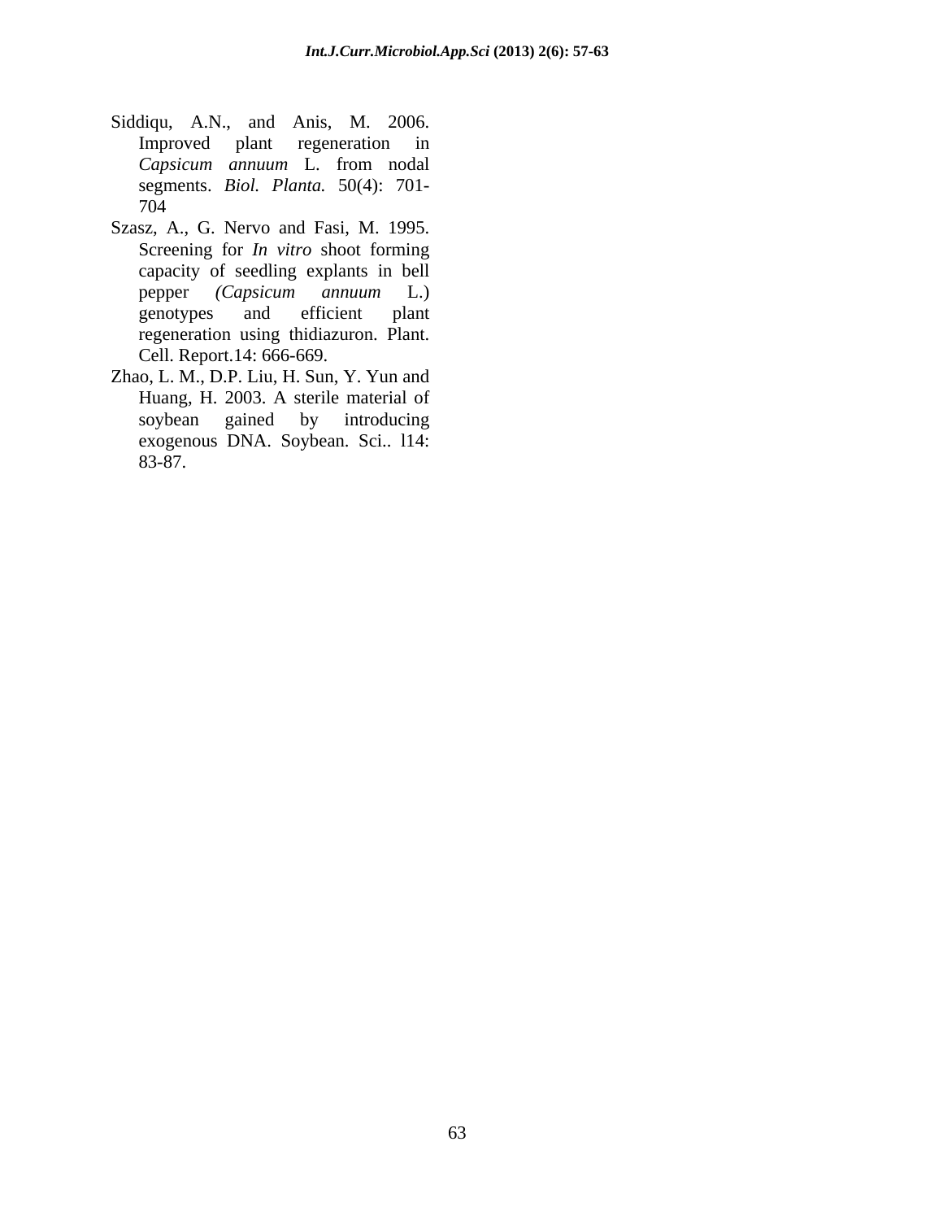Siddiqu, A.N., and Anis, M. 2006. Improved plant regeneration in *Capsicum annuum* L. from nodal segments. *Biol. Planta.* 50(4): 701-704

Szasz, A., G. Nervo and Fasi, M. 1995. Screening for *In vitro* shoot forming capacity of seedling explants in bell pepper *(Capsicum annuum* L.) genotypes and efficient plant regeneration using thidiazuron. Plant. Cell. Report.14: 666-669.

Zhao, L. M., D.P. Liu, H. Sun, Y. Yun and Huang, H. 2003. A sterile material of soybean gained by introducing exogenous DNA. Soybean. Sci.. l14: 83-87.